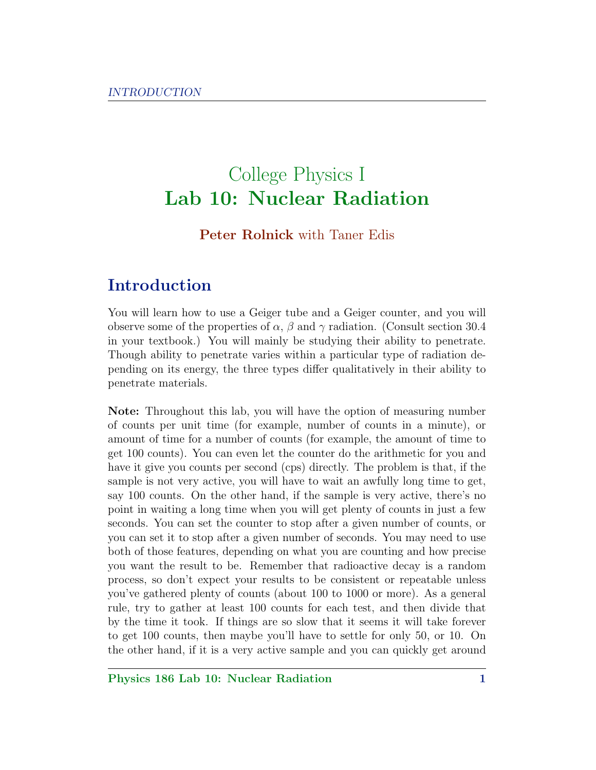# College Physics I
# Lab 10: Nuclear Radiation

**Peter Rolnick** with Taner Edis

## Introduction

You will learn how to use a Geiger tube and a Geiger counter, and you will observe some of the properties of $\alpha$, $\beta$ and $\gamma$ radiation. (Consult section 30.4 in your textbook.) You will mainly be studying their ability to penetrate. Though ability to penetrate varies within a particular type of radiation depending on its energy, the three types differ qualitatively in their ability to penetrate materials.

**Note:** Throughout this lab, you will have the option of measuring number of counts per unit time (for example, number of counts in a minute), or amount of time for a number of counts (for example, the amount of time to get 100 counts). You can even let the counter do the arithmetic for you and have it give you counts per second (cps) directly. The problem is that, if the sample is not very active, you will have to wait an awfully long time to get, say 100 counts. On the other hand, if the sample is very active, there's no point in waiting a long time when you will get plenty of counts in just a few seconds. You can set the counter to stop after a given number of counts, or you can set it to stop after a given number of seconds. You may need to use both of those features, depending on what you are counting and how precise you want the result to be. Remember that radioactive decay is a random process, so don't expect your results to be consistent or repeatable unless you've gathered plenty of counts (about 100 to 1000 or more). As a general rule, try to gather at least 100 counts for each test, and then divide that by the time it took. If things are so slow that it seems it will take forever to get 100 counts, then maybe you'll have to settle for only 50, or 10. On the other hand, if it is a very active sample and you can quickly get around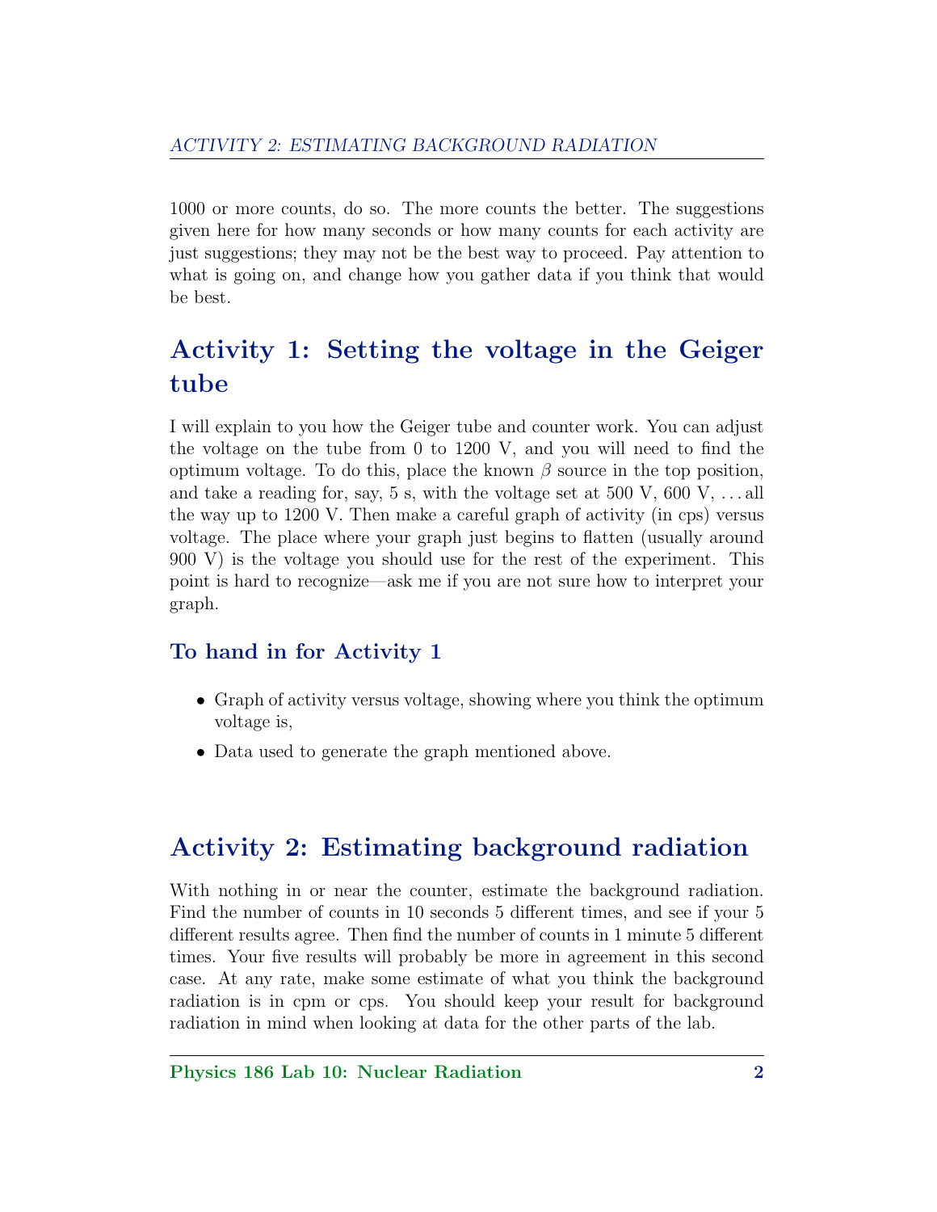1000 or more counts, do so. The more counts the better. The suggestions given here for how many seconds or how many counts for each activity are just suggestions; they may not be the best way to proceed. Pay attention to what is going on, and change how you gather data if you think that would be best.

## Activity 1: Setting the voltage in the Geiger tube

I will explain to you how the Geiger tube and counter work. You can adjust the voltage on the tube from 0 to 1200 V, and you will need to find the optimum voltage. To do this, place the known $\beta$ source in the top position, and take a reading for, say, 5 s, with the voltage set at 500 V, 600 V, . . . all the way up to 1200 V. Then make a careful graph of activity (in cps) versus voltage. The place where your graph just begins to flatten (usually around 900 V) is the voltage you should use for the rest of the experiment. This point is hard to recognize—ask me if you are not sure how to interpret your graph.

### To hand in for Activity 1

- Graph of activity versus voltage, showing where you think the optimum voltage is,
- Data used to generate the graph mentioned above.

## Activity 2: Estimating background radiation

With nothing in or near the counter, estimate the background radiation. Find the number of counts in 10 seconds 5 different times, and see if your 5 different results agree. Then find the number of counts in 1 minute 5 different times. Your five results will probably be more in agreement in this second case. At any rate, make some estimate of what you think the background radiation is in cpm or cps. You should keep your result for background radiation in mind when looking at data for the other parts of the lab.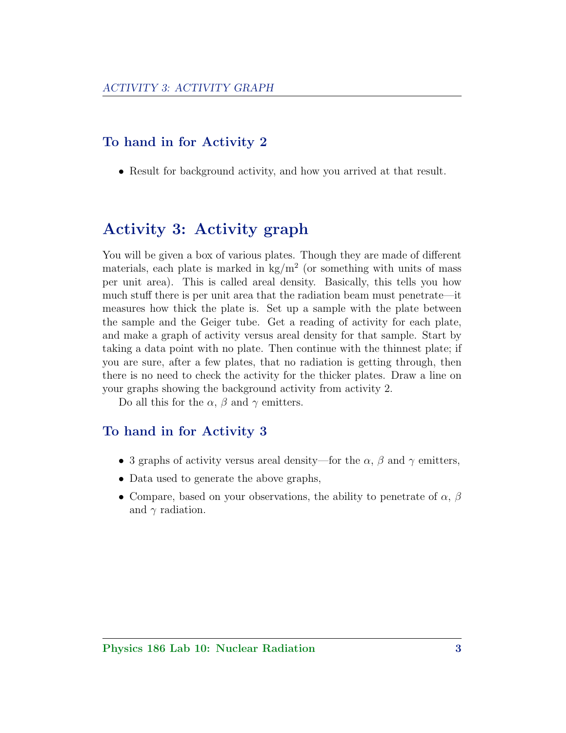## To hand in for Activity 2

- Result for background activity, and how you arrived at that result.

# Activity 3: Activity graph

You will be given a box of various plates. Though they are made of different materials, each plate is marked in $kg/m^2$ (or something with units of mass per unit area). This is called areal density. Basically, this tells you how much stuff there is per unit area that the radiation beam must penetrate—it measures how thick the plate is. Set up a sample with the plate between the sample and the Geiger tube. Get a reading of activity for each plate, and make a graph of activity versus areal density for that sample. Start by taking a data point with no plate. Then continue with the thinnest plate; if you are sure, after a few plates, that no radiation is getting through, then there is no need to check the activity for the thicker plates. Draw a line on your graphs showing the background activity from activity 2.

Do all this for the $\alpha$, $\beta$ and $\gamma$ emitters.

## To hand in for Activity 3

- 3 graphs of activity versus areal density—for the $\alpha$, $\beta$ and $\gamma$ emitters,
- Data used to generate the above graphs,
- Compare, based on your observations, the ability to penetrate of $\alpha$, $\beta$ and $\gamma$ radiation.